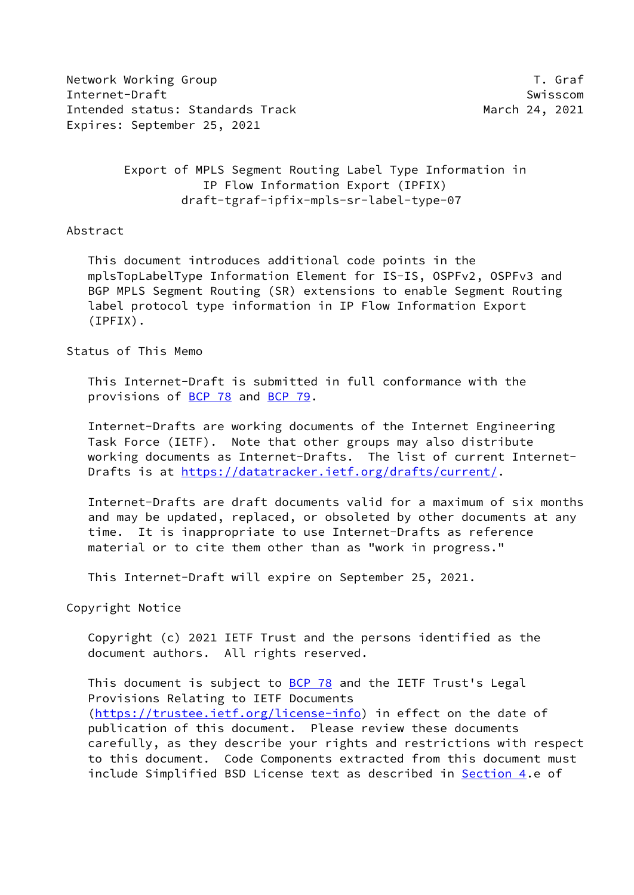Network Working Group T. Graf
Internet-Draft Swisscom
Intended status: Standards Track March 24, 2021
Expires: September 25, 2021

# Export of MPLS Segment Routing Label Type Information in IP Flow Information Export (IPFIX)

draft-tgraf-ipfix-mpls-sr-label-type-07

## Abstract

This document introduces additional code points in the mplsTopLabelType Information Element for IS-IS, OSPFv2, OSPFv3 and BGP MPLS Segment Routing (SR) extensions to enable Segment Routing label protocol type information in IP Flow Information Export (IPFIX).

## Status of This Memo

This Internet-Draft is submitted in full conformance with the provisions of BCP 78 and BCP 79.

Internet-Drafts are working documents of the Internet Engineering Task Force (IETF). Note that other groups may also distribute working documents as Internet-Drafts. The list of current Internet-Drafts is at https://datatracker.ietf.org/drafts/current/.

Internet-Drafts are draft documents valid for a maximum of six months and may be updated, replaced, or obsoleted by other documents at any time. It is inappropriate to use Internet-Drafts as reference material or to cite them other than as "work in progress."

This Internet-Draft will expire on September 25, 2021.

## Copyright Notice

Copyright (c) 2021 IETF Trust and the persons identified as the document authors. All rights reserved.

This document is subject to BCP 78 and the IETF Trust's Legal Provisions Relating to IETF Documents (https://trustee.ietf.org/license-info) in effect on the date of publication of this document. Please review these documents carefully, as they describe your rights and restrictions with respect to this document. Code Components extracted from this document must include Simplified BSD License text as described in Section 4.e of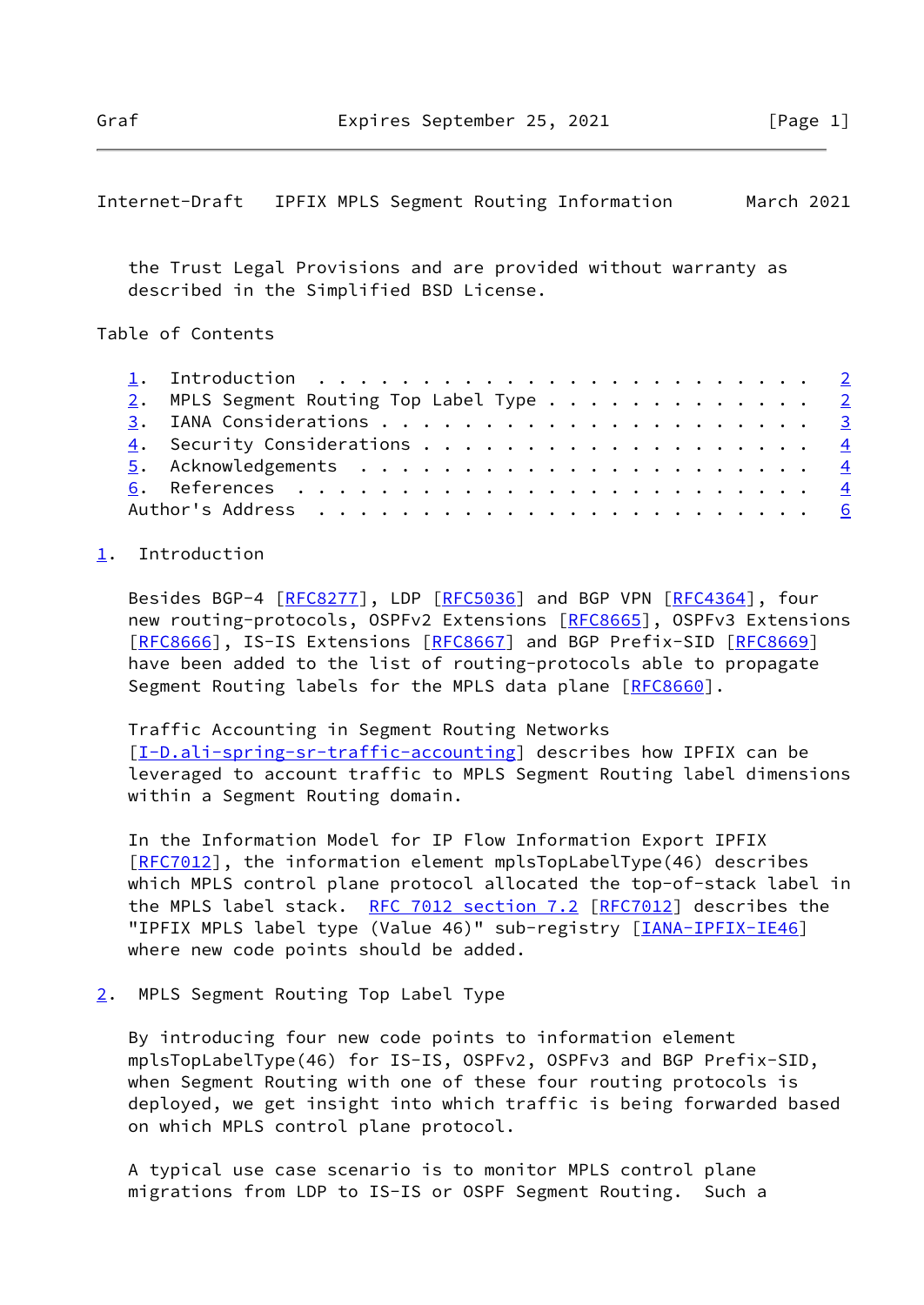the Trust Legal Provisions and are provided without warranty as described in the Simplified BSD License.

Table of Contents

1. Introduction . . . . . . . . . . . . . . . . . . . . . . . . 2
2. MPLS Segment Routing Top Label Type . . . . . . . . . . . . . 2
3. IANA Considerations . . . . . . . . . . . . . . . . . . . . . 3
4. Security Considerations . . . . . . . . . . . . . . . . . . . 4
5. Acknowledgements . . . . . . . . . . . . . . . . . . . . . . 4
6. References . . . . . . . . . . . . . . . . . . . . . . . . . 4
Author's Address . . . . . . . . . . . . . . . . . . . . . . . . 6

## 1. Introduction

Besides BGP-4 [RFC8277], LDP [RFC5036] and BGP VPN [RFC4364], four new routing-protocols, OSPFv2 Extensions [RFC8665], OSPFv3 Extensions [RFC8666], IS-IS Extensions [RFC8667] and BGP Prefix-SID [RFC8669] have been added to the list of routing-protocols able to propagate Segment Routing labels for the MPLS data plane [RFC8660].

Traffic Accounting in Segment Routing Networks [I-D.ali-spring-sr-traffic-accounting] describes how IPFIX can be leveraged to account traffic to MPLS Segment Routing label dimensions within a Segment Routing domain.

In the Information Model for IP Flow Information Export IPFIX [RFC7012], the information element mplsTopLabelType(46) describes which MPLS control plane protocol allocated the top-of-stack label in the MPLS label stack. RFC 7012 section 7.2 [RFC7012] describes the "IPFIX MPLS label type (Value 46)" sub-registry [IANA-IPFIX-IE46] where new code points should be added.

## 2. MPLS Segment Routing Top Label Type

By introducing four new code points to information element mplsTopLabelType(46) for IS-IS, OSPFv2, OSPFv3 and BGP Prefix-SID, when Segment Routing with one of these four routing protocols is deployed, we get insight into which traffic is being forwarded based on which MPLS control plane protocol.

A typical use case scenario is to monitor MPLS control plane migrations from LDP to IS-IS or OSPF Segment Routing. Such a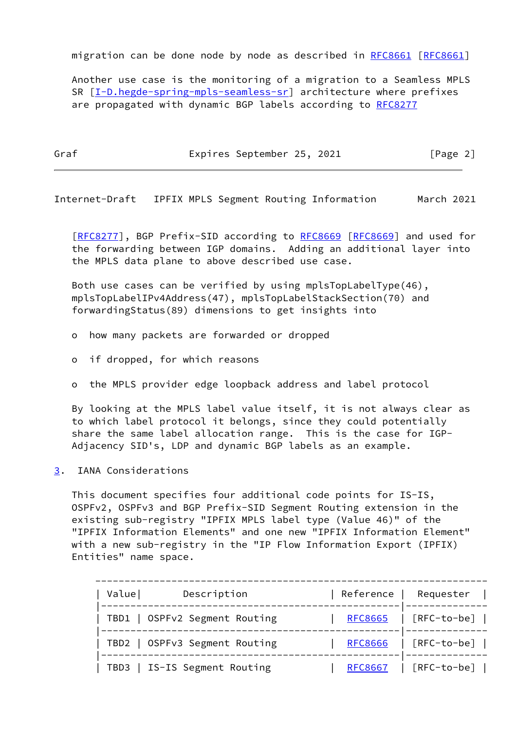migration can be done node by node as described in RFC8661 [RFC8661]

Another use case is the monitoring of a migration to a Seamless MPLS SR [I-D.hegde-spring-mpls-seamless-sr] architecture where prefixes are propagated with dynamic BGP labels according to RFC8277 [RFC8277], BGP Prefix-SID according to RFC8669 [RFC8669] and used for the forwarding between IGP domains. Adding an additional layer into the MPLS data plane to above described use case.

Both use cases can be verified by using mplsTopLabelType(46), mplsTopLabelIPv4Address(47), mplsTopLabelStackSection(70) and forwardingStatus(89) dimensions to get insights into

- how many packets are forwarded or dropped
- if dropped, for which reasons
- the MPLS provider edge loopback address and label protocol

By looking at the MPLS label value itself, it is not always clear as to which label protocol it belongs, since they could potentially share the same label allocation range. This is the case for IGP-Adjacency SID's, LDP and dynamic BGP labels as an example.

## 3. IANA Considerations

This document specifies four additional code points for IS-IS, OSPFv2, OSPFv3 and BGP Prefix-SID Segment Routing extension in the existing sub-registry "IPFIX MPLS label type (Value 46)" of the "IPFIX Information Elements" and one new "IPFIX Information Element" with a new sub-registry in the "IP Flow Information Export (IPFIX) Entities" name space.

| Value | Description | Reference | Requester |
|---|---|---|---|
| TBD1 | OSPFv2 Segment Routing | RFC8665 | [RFC-to-be] |
| TBD2 | OSPFv3 Segment Routing | RFC8666 | [RFC-to-be] |
| TBD3 | IS-IS Segment Routing | RFC8667 | [RFC-to-be] |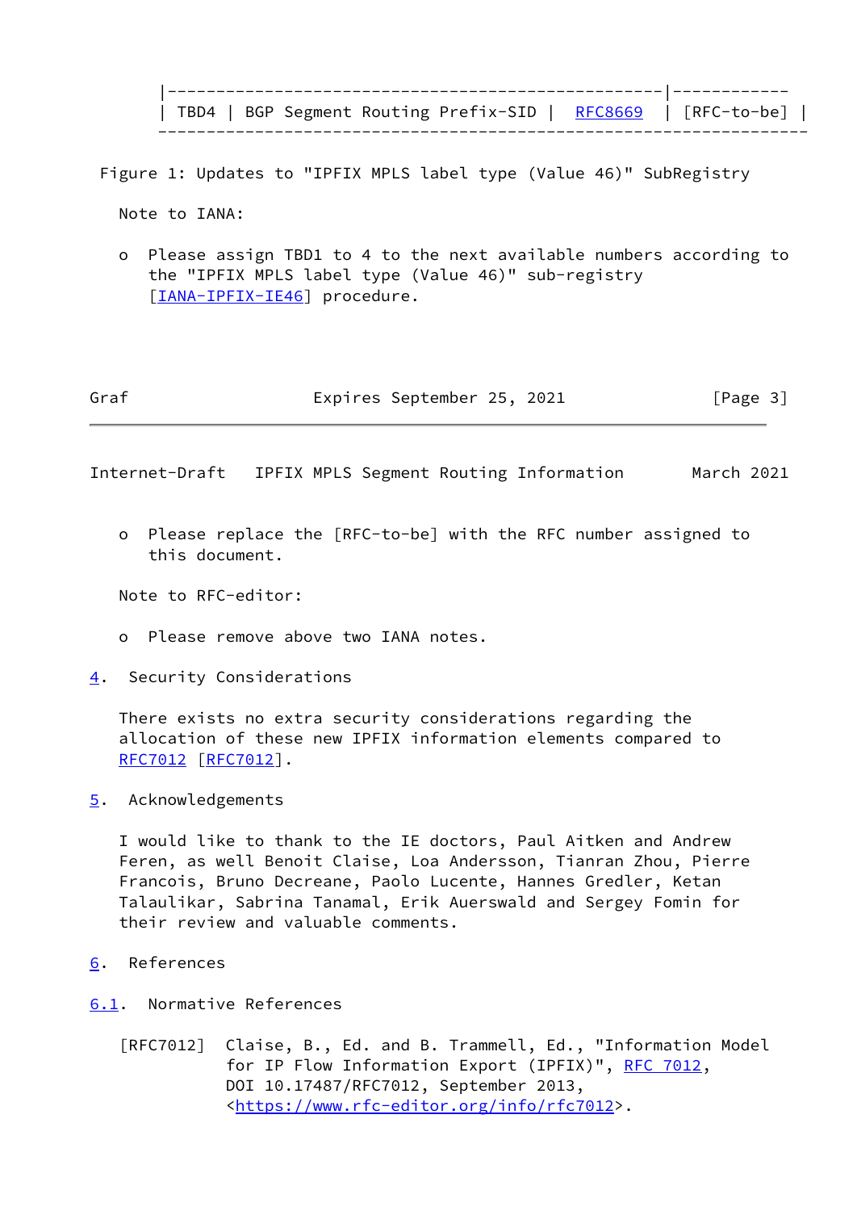| TBD4 | BGP Segment Routing Prefix-SID | RFC8669 | [RFC-to-be] |
|---|---|---|---|

Figure 1: Updates to "IPFIX MPLS label type (Value 46)" SubRegistry

Note to IANA:

- Please assign TBD1 to 4 to the next available numbers according to the "IPFIX MPLS label type (Value 46)" sub-registry [IANA-IPFIX-IE46] procedure.

- Please replace the [RFC-to-be] with the RFC number assigned to this document.

Note to RFC-editor:

- Please remove above two IANA notes.

## 4. Security Considerations

There exists no extra security considerations regarding the allocation of these new IPFIX information elements compared to RFC7012 [RFC7012].

## 5. Acknowledgements

I would like to thank to the IE doctors, Paul Aitken and Andrew Feren, as well Benoit Claise, Loa Andersson, Tianran Zhou, Pierre Francois, Bruno Decreane, Paolo Lucente, Hannes Gredler, Ketan Talaulikar, Sabrina Tanamal, Erik Auerswald and Sergey Fomin for their review and valuable comments.

## 6. References

### 6.1. Normative References

[RFC7012] Claise, B., Ed. and B. Trammell, Ed., "Information Model for IP Flow Information Export (IPFIX)", RFC 7012, DOI 10.17487/RFC7012, September 2013, <https://www.rfc-editor.org/info/rfc7012>.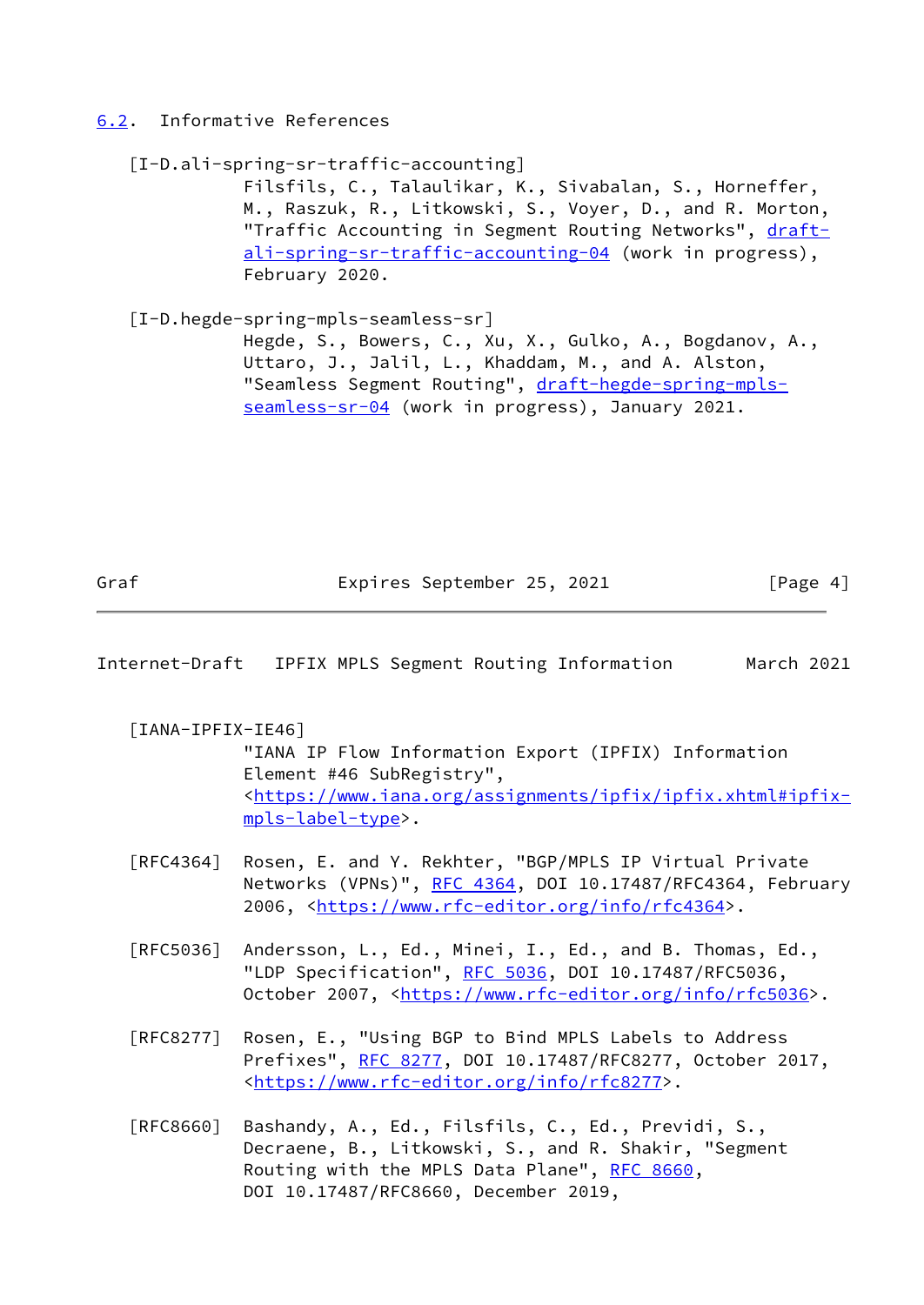## 6.2. Informative References

[I-D.ali-spring-sr-traffic-accounting]
Filsfils, C., Talaulikar, K., Sivabalan, S., Horneffer, M., Raszuk, R., Litkowski, S., Voyer, D., and R. Morton, "Traffic Accounting in Segment Routing Networks", draft-ali-spring-sr-traffic-accounting-04 (work in progress), February 2020.

[I-D.hegde-spring-mpls-seamless-sr]
Hegde, S., Bowers, C., Xu, X., Gulko, A., Bogdanov, A., Uttaro, J., Jalil, L., Khaddam, M., and A. Alston, "Seamless Segment Routing", draft-hegde-spring-mpls-seamless-sr-04 (work in progress), January 2021.

[IANA-IPFIX-IE46]
"IANA IP Flow Information Export (IPFIX) Information Element #46 SubRegistry", <https://www.iana.org/assignments/ipfix/ipfix.xhtml#ipfix-mpls-label-type>.

[RFC4364] Rosen, E. and Y. Rekhter, "BGP/MPLS IP Virtual Private Networks (VPNs)", RFC 4364, DOI 10.17487/RFC4364, February 2006, <https://www.rfc-editor.org/info/rfc4364>.

[RFC5036] Andersson, L., Ed., Minei, I., Ed., and B. Thomas, Ed., "LDP Specification", RFC 5036, DOI 10.17487/RFC5036, October 2007, <https://www.rfc-editor.org/info/rfc5036>.

[RFC8277] Rosen, E., "Using BGP to Bind MPLS Labels to Address Prefixes", RFC 8277, DOI 10.17487/RFC8277, October 2017, <https://www.rfc-editor.org/info/rfc8277>.

[RFC8660] Bashandy, A., Ed., Filsfils, C., Ed., Previdi, S., Decraene, B., Litkowski, S., and R. Shakir, "Segment Routing with the MPLS Data Plane", RFC 8660, DOI 10.17487/RFC8660, December 2019,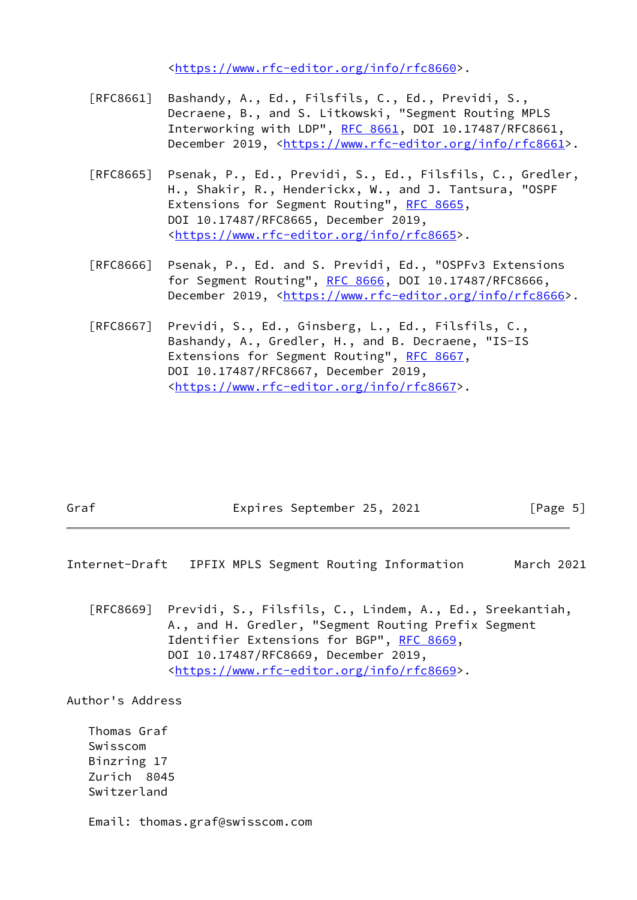<https://www.rfc-editor.org/info/rfc8660>.

[RFC8661] Bashandy, A., Ed., Filsfils, C., Ed., Previdi, S., Decraene, B., and S. Litkowski, "Segment Routing MPLS Interworking with LDP", RFC 8661, DOI 10.17487/RFC8661, December 2019, <https://www.rfc-editor.org/info/rfc8661>.

[RFC8665] Psenak, P., Ed., Previdi, S., Ed., Filsfils, C., Gredler, H., Shakir, R., Henderickx, W., and J. Tantsura, "OSPF Extensions for Segment Routing", RFC 8665, DOI 10.17487/RFC8665, December 2019, <https://www.rfc-editor.org/info/rfc8665>.

[RFC8666] Psenak, P., Ed. and S. Previdi, Ed., "OSPFv3 Extensions for Segment Routing", RFC 8666, DOI 10.17487/RFC8666, December 2019, <https://www.rfc-editor.org/info/rfc8666>.

[RFC8667] Previdi, S., Ed., Ginsberg, L., Ed., Filsfils, C., Bashandy, A., Gredler, H., and B. Decraene, "IS-IS Extensions for Segment Routing", RFC 8667, DOI 10.17487/RFC8667, December 2019, <https://www.rfc-editor.org/info/rfc8667>.

[RFC8669] Previdi, S., Filsfils, C., Lindem, A., Ed., Sreekantiah, A., and H. Gredler, "Segment Routing Prefix Segment Identifier Extensions for BGP", RFC 8669, DOI 10.17487/RFC8669, December 2019, <https://www.rfc-editor.org/info/rfc8669>.

## Author's Address

Thomas Graf
Swisscom
Binzring 17
Zurich 8045
Switzerland

Email: thomas.graf@swisscom.com